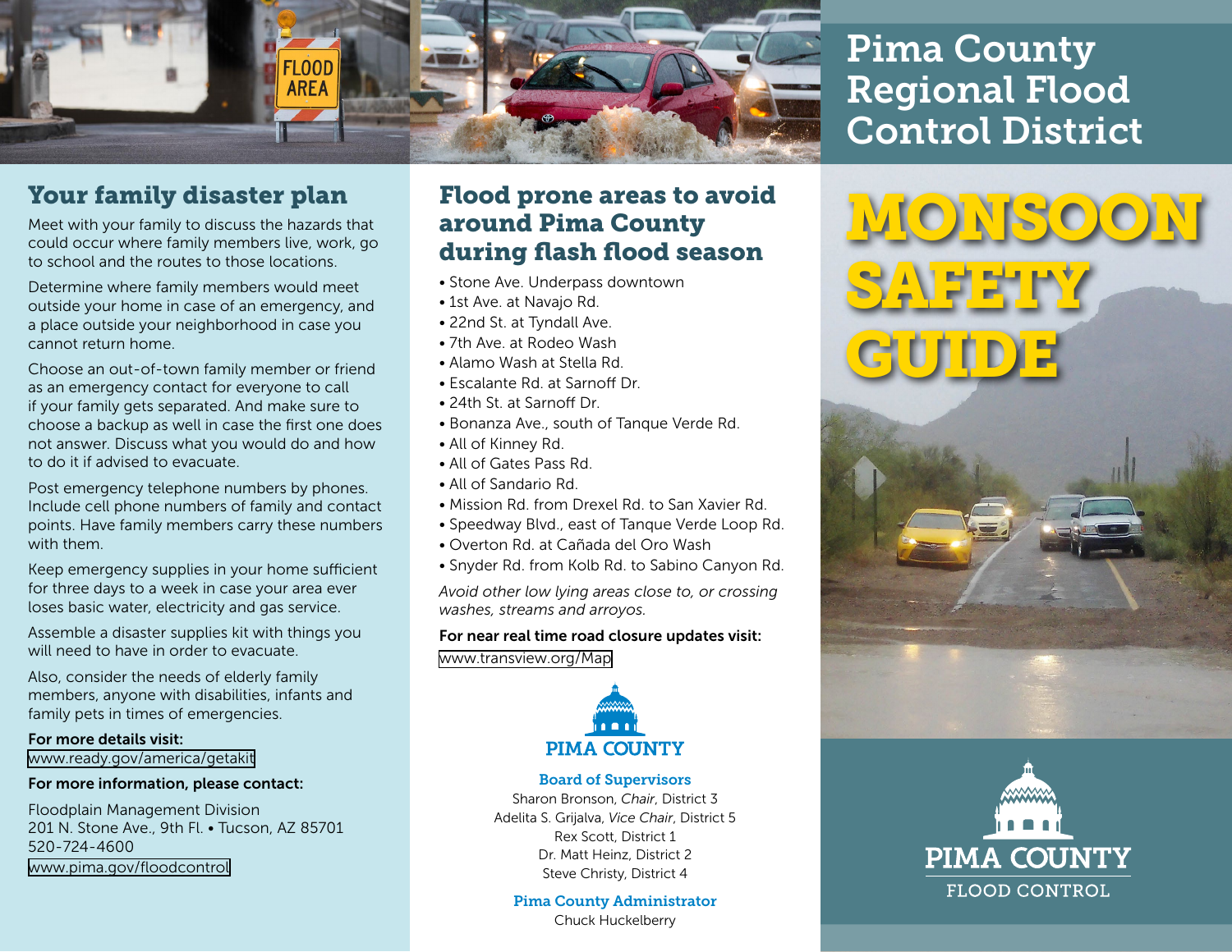# Your family disaster plan

Meet with your family to discuss the hazards that could occur where family members live, work, go to school and the routes to those locations.

Determine where family members would meet outside your home in case of an emergency, and a place outside your neighborhood in case you cannot return home.

Choose an out-of-town family member or friend as an emergency contact for everyone to call if your family gets separated. And make sure to choose a backup as well in case the first one does not answer. Discuss what you would do and how to do it if advised to evacuate.

Post emergency telephone numbers by phones. Include cell phone numbers of family and contact points. Have family members carry these numbers with them.

Keep emergency supplies in your home sufficient for three days to a week in case your area ever loses basic water, electricity and gas service.

Assemble a disaster supplies kit with things you will need to have in order to evacuate.

Also, consider the needs of elderly family members, anyone with disabilities, infants and family pets in times of emergencies.

**For more details visit:**
www.ready.gov/america/getakit

**For more information, please contact:**

Floodplain Management Division
201 N. Stone Ave., 9th Fl. • Tucson, AZ 85701
520-724-4600
www.pima.gov/floodcontrol

# Flood prone areas to avoid around Pima County during flash flood season

- Stone Ave. Underpass downtown
- 1st Ave. at Navajo Rd.
- 22nd St. at Tyndall Ave.
- 7th Ave. at Rodeo Wash
- Alamo Wash at Stella Rd.
- Escalante Rd. at Sarnoff Dr.
- 24th St. at Sarnoff Dr.
- Bonanza Ave., south of Tanque Verde Rd.
- All of Kinney Rd.
- All of Gates Pass Rd.
- All of Sandario Rd.
- Mission Rd. from Drexel Rd. to San Xavier Rd.
- Speedway Blvd., east of Tanque Verde Loop Rd.
- Overton Rd. at Cañada del Oro Wash
- Snyder Rd. from Kolb Rd. to Sabino Canyon Rd.

*Avoid other low lying areas close to, or crossing washes, streams and arroyos.*

**For near real time road closure updates visit:**
www.transview.org/Map

PIMA COUNTY

**Board of Supervisors**
Sharon Bronson, *Chair*, District 3
Adelita S. Grijalva, *Vice Chair*, District 5
Rex Scott, District 1
Dr. Matt Heinz, District 2
Steve Christy, District 4

**Pima County Administrator**
Chuck Huckelberry

# Pima County Regional Flood Control District

# MONSOON SAFETY GUIDE

PIMA COUNTY
FLOOD CONTROL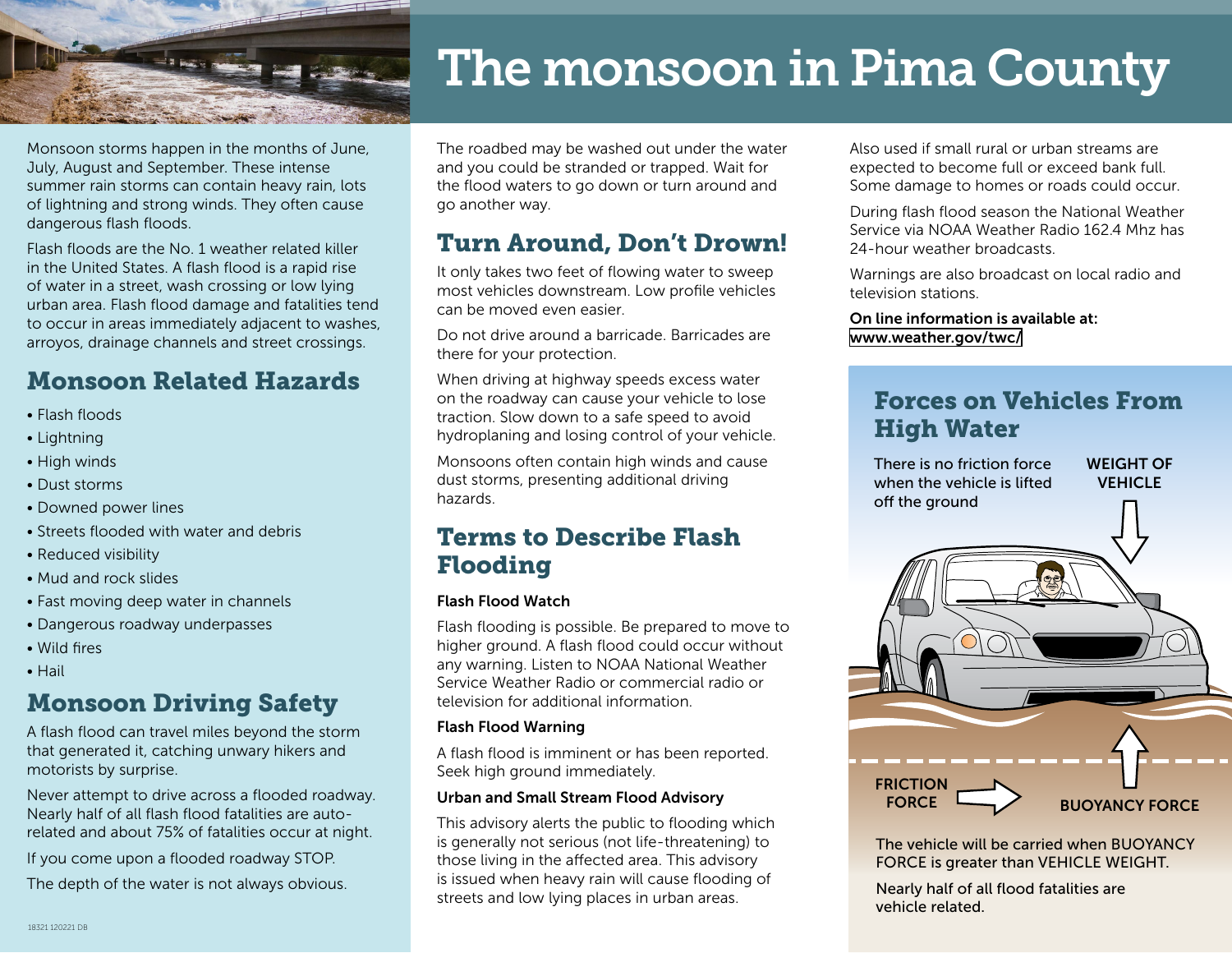# The monsoon in Pima County

Monsoon storms happen in the months of June, July, August and September. These intense summer rain storms can contain heavy rain, lots of lightning and strong winds. They often cause dangerous flash floods.

Flash floods are the No. 1 weather related killer in the United States. A flash flood is a rapid rise of water in a street, wash crossing or low lying urban area. Flash flood damage and fatalities tend to occur in areas immediately adjacent to washes, arroyos, drainage channels and street crossings.

## Monsoon Related Hazards

- Flash floods
- Lightning
- High winds
- Dust storms
- Downed power lines
- Streets flooded with water and debris
- Reduced visibility
- Mud and rock slides
- Fast moving deep water in channels
- Dangerous roadway underpasses
- Wild fires
- Hail

## Monsoon Driving Safety

A flash flood can travel miles beyond the storm that generated it, catching unwary hikers and motorists by surprise.

Never attempt to drive across a flooded roadway. Nearly half of all flash flood fatalities are auto-related and about 75% of fatalities occur at night.

If you come upon a flooded roadway STOP.

The depth of the water is not always obvious. The roadbed may be washed out under the water and you could be stranded or trapped. Wait for the flood waters to go down or turn around and go another way.

## Turn Around, Don't Drown!

It only takes two feet of flowing water to sweep most vehicles downstream. Low profile vehicles can be moved even easier.

Do not drive around a barricade. Barricades are there for your protection.

When driving at highway speeds excess water on the roadway can cause your vehicle to lose traction. Slow down to a safe speed to avoid hydroplaning and losing control of your vehicle.

Monsoons often contain high winds and cause dust storms, presenting additional driving hazards.

## Terms to Describe Flash Flooding

**Flash Flood Watch**

Flash flooding is possible. Be prepared to move to higher ground. A flash flood could occur without any warning. Listen to NOAA National Weather Service Weather Radio or commercial radio or television for additional information.

**Flash Flood Warning**

A flash flood is imminent or has been reported. Seek high ground immediately.

**Urban and Small Stream Flood Advisory**

This advisory alerts the public to flooding which is generally not serious (not life-threatening) to those living in the affected area. This advisory is issued when heavy rain will cause flooding of streets and low lying places in urban areas. Also used if small rural or urban streams are expected to become full or exceed bank full. Some damage to homes or roads could occur.

During flash flood season the National Weather Service via NOAA Weather Radio 162.4 Mhz has 24-hour weather broadcasts.

Warnings are also broadcast on local radio and television stations.

**On line information is available at:**
www.weather.gov/twc/

## Forces on Vehicles From High Water

There is no friction force when the vehicle is lifted off the ground

WEIGHT OF VEHICLE

FRICTION FORCE

BUOYANCY FORCE

The vehicle will be carried when BUOYANCY FORCE is greater than VEHICLE WEIGHT.

Nearly half of all flood fatalities are vehicle related.

18321 120221 DB